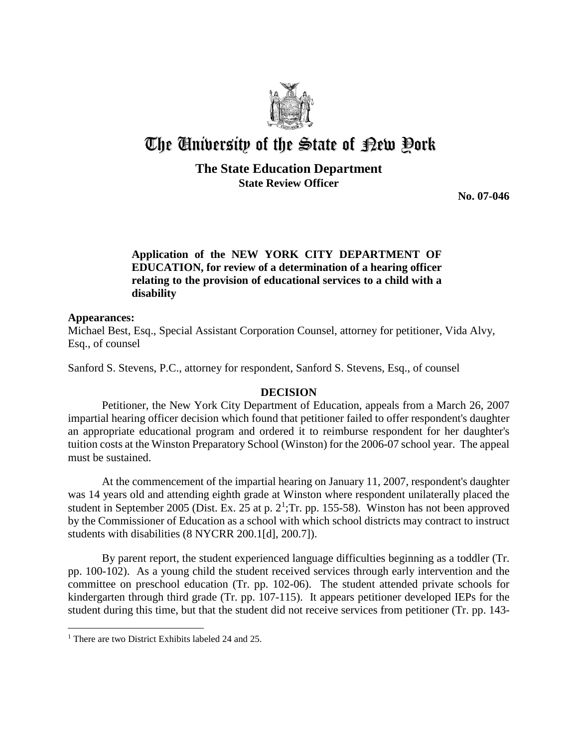# The University of the State of New York

## The State Education Department
### State Review Officer

**No. 07-046**

**Application of the NEW YORK CITY DEPARTMENT OF EDUCATION, for review of a determination of a hearing officer relating to the provision of educational services to a child with a disability**

**Appearances:**
Michael Best, Esq., Special Assistant Corporation Counsel, attorney for petitioner, Vida Alvy, Esq., of counsel

Sanford S. Stevens, P.C., attorney for respondent, Sanford S. Stevens, Esq., of counsel

## DECISION

Petitioner, the New York City Department of Education, appeals from a March 26, 2007 impartial hearing officer decision which found that petitioner failed to offer respondent's daughter an appropriate educational program and ordered it to reimburse respondent for her daughter's tuition costs at the Winston Preparatory School (Winston) for the 2006-07 school year. The appeal must be sustained.

At the commencement of the impartial hearing on January 11, 2007, respondent's daughter was 14 years old and attending eighth grade at Winston where respondent unilaterally placed the student in September 2005 (Dist. Ex. 25 at p. 2[1];Tr. pp. 155-58). Winston has not been approved by the Commissioner of Education as a school with which school districts may contract to instruct students with disabilities (8 NYCRR 200.1[d], 200.7]).

By parent report, the student experienced language difficulties beginning as a toddler (Tr. pp. 100-102). As a young child the student received services through early intervention and the committee on preschool education (Tr. pp. 102-06). The student attended private schools for kindergarten through third grade (Tr. pp. 107-115). It appears petitioner developed IEPs for the student during this time, but that the student did not receive services from petitioner (Tr. pp. 143-

[1] There are two District Exhibits labeled 24 and 25.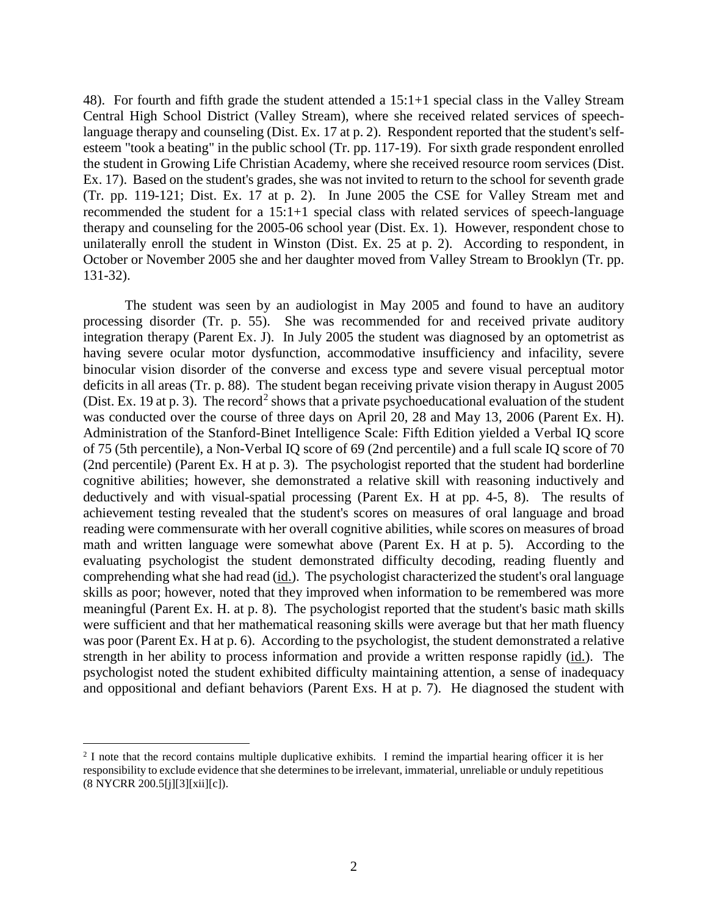48). For fourth and fifth grade the student attended a 15:1+1 special class in the Valley Stream Central High School District (Valley Stream), where she received related services of speech-language therapy and counseling (Dist. Ex. 17 at p. 2). Respondent reported that the student's self-esteem "took a beating" in the public school (Tr. pp. 117-19). For sixth grade respondent enrolled the student in Growing Life Christian Academy, where she received resource room services (Dist. Ex. 17). Based on the student's grades, she was not invited to return to the school for seventh grade (Tr. pp. 119-121; Dist. Ex. 17 at p. 2). In June 2005 the CSE for Valley Stream met and recommended the student for a 15:1+1 special class with related services of speech-language therapy and counseling for the 2005-06 school year (Dist. Ex. 1). However, respondent chose to unilaterally enroll the student in Winston (Dist. Ex. 25 at p. 2). According to respondent, in October or November 2005 she and her daughter moved from Valley Stream to Brooklyn (Tr. pp. 131-32).

The student was seen by an audiologist in May 2005 and found to have an auditory processing disorder (Tr. p. 55). She was recommended for and received private auditory integration therapy (Parent Ex. J). In July 2005 the student was diagnosed by an optometrist as having severe ocular motor dysfunction, accommodative insufficiency and infacility, severe binocular vision disorder of the converse and excess type and severe visual perceptual motor deficits in all areas (Tr. p. 88). The student began receiving private vision therapy in August 2005 (Dist. Ex. 19 at p. 3). The record[2] shows that a private psychoeducational evaluation of the student was conducted over the course of three days on April 20, 28 and May 13, 2006 (Parent Ex. H). Administration of the Stanford-Binet Intelligence Scale: Fifth Edition yielded a Verbal IQ score of 75 (5th percentile), a Non-Verbal IQ score of 69 (2nd percentile) and a full scale IQ score of 70 (2nd percentile) (Parent Ex. H at p. 3). The psychologist reported that the student had borderline cognitive abilities; however, she demonstrated a relative skill with reasoning inductively and deductively and with visual-spatial processing (Parent Ex. H at pp. 4-5, 8). The results of achievement testing revealed that the student's scores on measures of oral language and broad reading were commensurate with her overall cognitive abilities, while scores on measures of broad math and written language were somewhat above (Parent Ex. H at p. 5). According to the evaluating psychologist the student demonstrated difficulty decoding, reading fluently and comprehending what she had read (id.). The psychologist characterized the student's oral language skills as poor; however, noted that they improved when information to be remembered was more meaningful (Parent Ex. H. at p. 8). The psychologist reported that the student's basic math skills were sufficient and that her mathematical reasoning skills were average but that her math fluency was poor (Parent Ex. H at p. 6). According to the psychologist, the student demonstrated a relative strength in her ability to process information and provide a written response rapidly (id.). The psychologist noted the student exhibited difficulty maintaining attention, a sense of inadequacy and oppositional and defiant behaviors (Parent Exs. H at p. 7). He diagnosed the student with

[2] I note that the record contains multiple duplicative exhibits. I remind the impartial hearing officer it is her responsibility to exclude evidence that she determines to be irrelevant, immaterial, unreliable or unduly repetitious (8 NYCRR 200.5[j][3][xii][c]).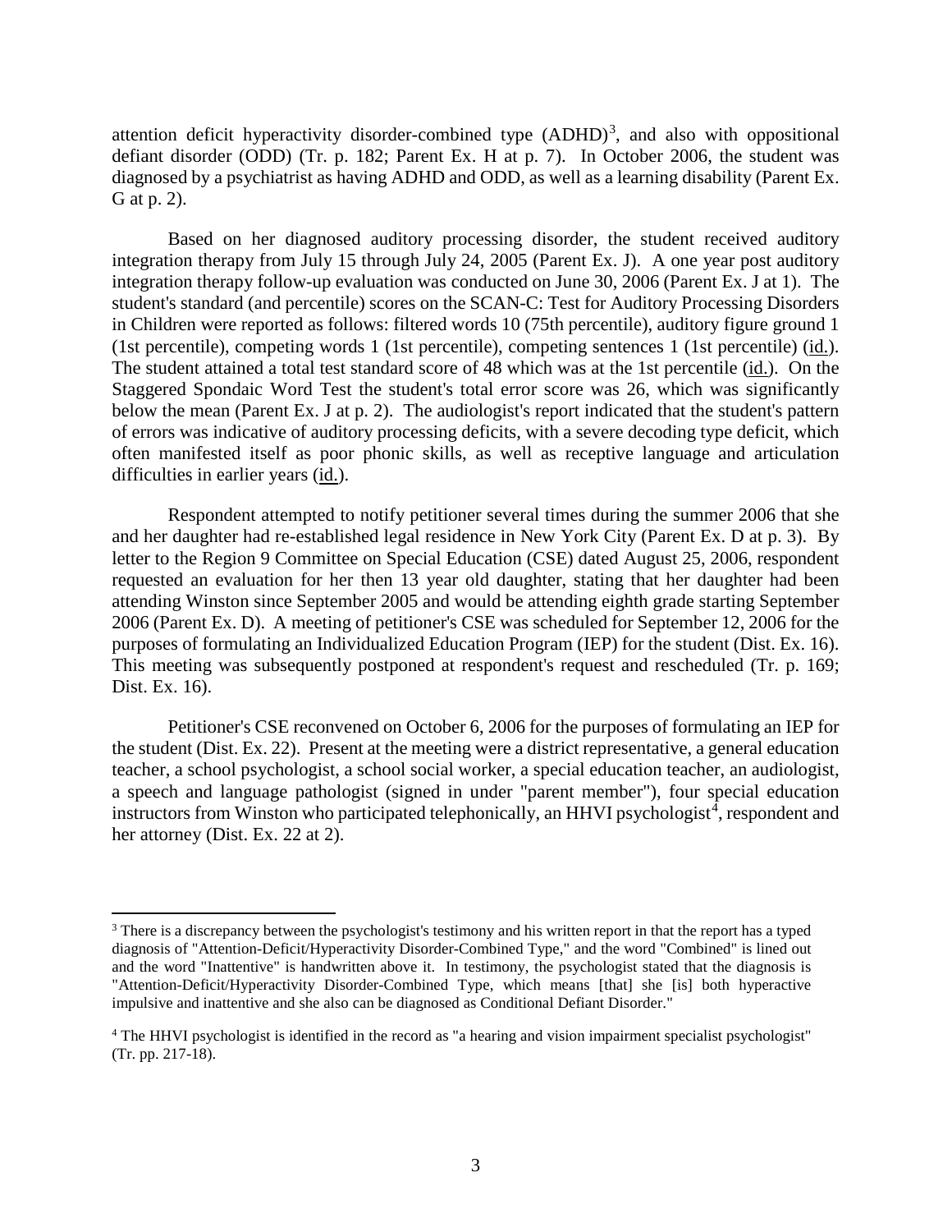attention deficit hyperactivity disorder-combined type (ADHD)[3], and also with oppositional defiant disorder (ODD) (Tr. p. 182; Parent Ex. H at p. 7). In October 2006, the student was diagnosed by a psychiatrist as having ADHD and ODD, as well as a learning disability (Parent Ex. G at p. 2).

Based on her diagnosed auditory processing disorder, the student received auditory integration therapy from July 15 through July 24, 2005 (Parent Ex. J). A one year post auditory integration therapy follow-up evaluation was conducted on June 30, 2006 (Parent Ex. J at 1). The student's standard (and percentile) scores on the SCAN-C: Test for Auditory Processing Disorders in Children were reported as follows: filtered words 10 (75th percentile), auditory figure ground 1 (1st percentile), competing words 1 (1st percentile), competing sentences 1 (1st percentile) (id.). The student attained a total test standard score of 48 which was at the 1st percentile (id.). On the Staggered Spondaic Word Test the student's total error score was 26, which was significantly below the mean (Parent Ex. J at p. 2). The audiologist's report indicated that the student's pattern of errors was indicative of auditory processing deficits, with a severe decoding type deficit, which often manifested itself as poor phonic skills, as well as receptive language and articulation difficulties in earlier years (id.).

Respondent attempted to notify petitioner several times during the summer 2006 that she and her daughter had re-established legal residence in New York City (Parent Ex. D at p. 3). By letter to the Region 9 Committee on Special Education (CSE) dated August 25, 2006, respondent requested an evaluation for her then 13 year old daughter, stating that her daughter had been attending Winston since September 2005 and would be attending eighth grade starting September 2006 (Parent Ex. D). A meeting of petitioner's CSE was scheduled for September 12, 2006 for the purposes of formulating an Individualized Education Program (IEP) for the student (Dist. Ex. 16). This meeting was subsequently postponed at respondent's request and rescheduled (Tr. p. 169; Dist. Ex. 16).

Petitioner's CSE reconvened on October 6, 2006 for the purposes of formulating an IEP for the student (Dist. Ex. 22). Present at the meeting were a district representative, a general education teacher, a school psychologist, a school social worker, a special education teacher, an audiologist, a speech and language pathologist (signed in under "parent member"), four special education instructors from Winston who participated telephonically, an HHVI psychologist[4], respondent and her attorney (Dist. Ex. 22 at 2).

[3] There is a discrepancy between the psychologist's testimony and his written report in that the report has a typed diagnosis of "Attention-Deficit/Hyperactivity Disorder-Combined Type," and the word "Combined" is lined out and the word "Inattentive" is handwritten above it. In testimony, the psychologist stated that the diagnosis is "Attention-Deficit/Hyperactivity Disorder-Combined Type, which means [that] she [is] both hyperactive impulsive and inattentive and she also can be diagnosed as Conditional Defiant Disorder."

[4] The HHVI psychologist is identified in the record as "a hearing and vision impairment specialist psychologist" (Tr. pp. 217-18).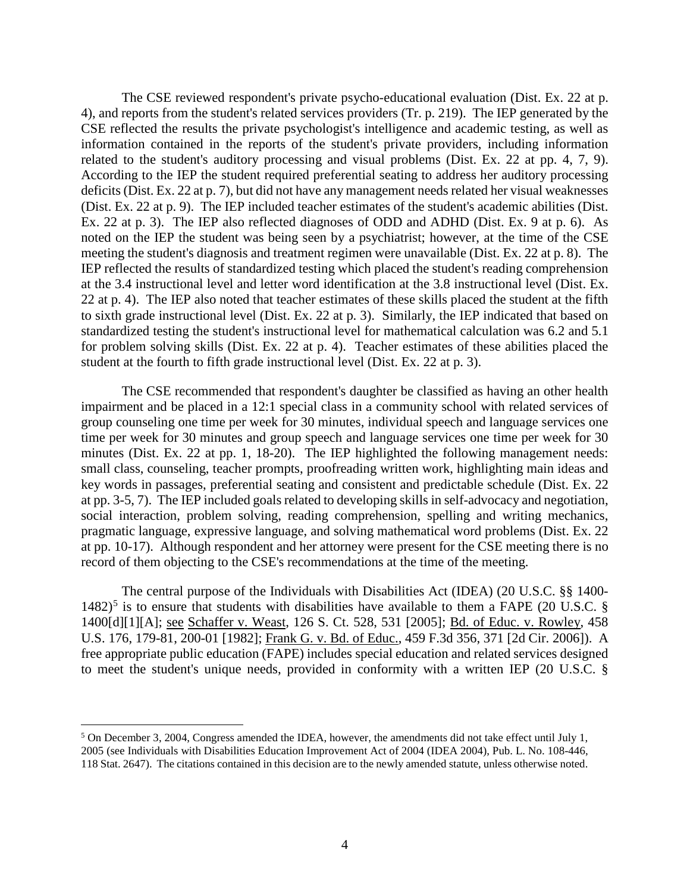The CSE reviewed respondent's private psycho-educational evaluation (Dist. Ex. 22 at p. 4), and reports from the student's related services providers (Tr. p. 219). The IEP generated by the CSE reflected the results the private psychologist's intelligence and academic testing, as well as information contained in the reports of the student's private providers, including information related to the student's auditory processing and visual problems (Dist. Ex. 22 at pp. 4, 7, 9). According to the IEP the student required preferential seating to address her auditory processing deficits (Dist. Ex. 22 at p. 7), but did not have any management needs related her visual weaknesses (Dist. Ex. 22 at p. 9). The IEP included teacher estimates of the student's academic abilities (Dist. Ex. 22 at p. 3). The IEP also reflected diagnoses of ODD and ADHD (Dist. Ex. 9 at p. 6). As noted on the IEP the student was being seen by a psychiatrist; however, at the time of the CSE meeting the student's diagnosis and treatment regimen were unavailable (Dist. Ex. 22 at p. 8). The IEP reflected the results of standardized testing which placed the student's reading comprehension at the 3.4 instructional level and letter word identification at the 3.8 instructional level (Dist. Ex. 22 at p. 4). The IEP also noted that teacher estimates of these skills placed the student at the fifth to sixth grade instructional level (Dist. Ex. 22 at p. 3). Similarly, the IEP indicated that based on standardized testing the student's instructional level for mathematical calculation was 6.2 and 5.1 for problem solving skills (Dist. Ex. 22 at p. 4). Teacher estimates of these abilities placed the student at the fourth to fifth grade instructional level (Dist. Ex. 22 at p. 3).

The CSE recommended that respondent's daughter be classified as having an other health impairment and be placed in a 12:1 special class in a community school with related services of group counseling one time per week for 30 minutes, individual speech and language services one time per week for 30 minutes and group speech and language services one time per week for 30 minutes (Dist. Ex. 22 at pp. 1, 18-20). The IEP highlighted the following management needs: small class, counseling, teacher prompts, proofreading written work, highlighting main ideas and key words in passages, preferential seating and consistent and predictable schedule (Dist. Ex. 22 at pp. 3-5, 7). The IEP included goals related to developing skills in self-advocacy and negotiation, social interaction, problem solving, reading comprehension, spelling and writing mechanics, pragmatic language, expressive language, and solving mathematical word problems (Dist. Ex. 22 at pp. 10-17). Although respondent and her attorney were present for the CSE meeting there is no record of them objecting to the CSE's recommendations at the time of the meeting.

The central purpose of the Individuals with Disabilities Act (IDEA) (20 U.S.C. §§ 1400-1482)[5] is to ensure that students with disabilities have available to them a FAPE (20 U.S.C. § 1400[d][1][A]; see Schaffer v. Weast, 126 S. Ct. 528, 531 [2005]; Bd. of Educ. v. Rowley, 458 U.S. 176, 179-81, 200-01 [1982]; Frank G. v. Bd. of Educ., 459 F.3d 356, 371 [2d Cir. 2006]). A free appropriate public education (FAPE) includes special education and related services designed to meet the student's unique needs, provided in conformity with a written IEP (20 U.S.C. §

[5] On December 3, 2004, Congress amended the IDEA, however, the amendments did not take effect until July 1, 2005 (see Individuals with Disabilities Education Improvement Act of 2004 (IDEA 2004), Pub. L. No. 108-446, 118 Stat. 2647). The citations contained in this decision are to the newly amended statute, unless otherwise noted.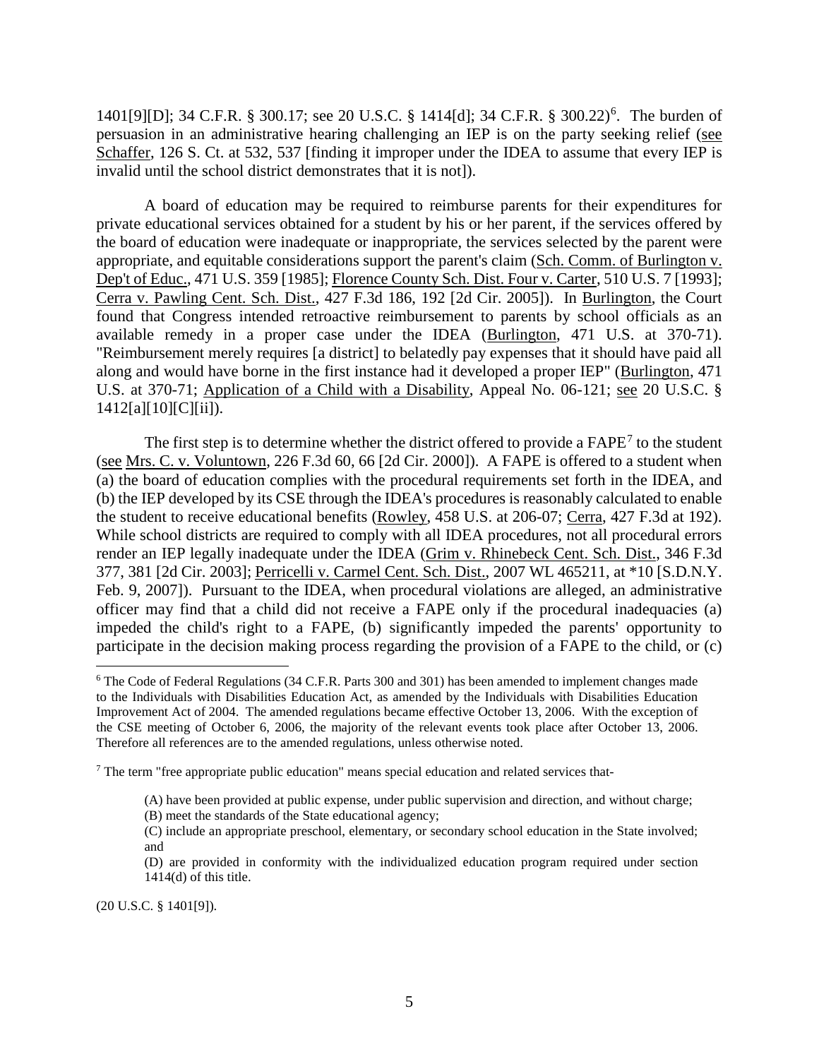1401[9][D]; 34 C.F.R. § 300.17; see 20 U.S.C. § 1414[d]; 34 C.F.R. § 300.22)[6]. The burden of persuasion in an administrative hearing challenging an IEP is on the party seeking relief (see Schaffer, 126 S. Ct. at 532, 537 [finding it improper under the IDEA to assume that every IEP is invalid until the school district demonstrates that it is not]).

A board of education may be required to reimburse parents for their expenditures for private educational services obtained for a student by his or her parent, if the services offered by the board of education were inadequate or inappropriate, the services selected by the parent were appropriate, and equitable considerations support the parent's claim (Sch. Comm. of Burlington v. Dep't of Educ., 471 U.S. 359 [1985]; Florence County Sch. Dist. Four v. Carter, 510 U.S. 7 [1993]; Cerra v. Pawling Cent. Sch. Dist., 427 F.3d 186, 192 [2d Cir. 2005]). In Burlington, the Court found that Congress intended retroactive reimbursement to parents by school officials as an available remedy in a proper case under the IDEA (Burlington, 471 U.S. at 370-71). "Reimbursement merely requires [a district] to belatedly pay expenses that it should have paid all along and would have borne in the first instance had it developed a proper IEP" (Burlington, 471 U.S. at 370-71; Application of a Child with a Disability, Appeal No. 06-121; see 20 U.S.C. § 1412[a][10][C][ii]).

The first step is to determine whether the district offered to provide a FAPE[7] to the student (see Mrs. C. v. Voluntown, 226 F.3d 60, 66 [2d Cir. 2000]). A FAPE is offered to a student when (a) the board of education complies with the procedural requirements set forth in the IDEA, and (b) the IEP developed by its CSE through the IDEA's procedures is reasonably calculated to enable the student to receive educational benefits (Rowley, 458 U.S. at 206-07; Cerra, 427 F.3d at 192). While school districts are required to comply with all IDEA procedures, not all procedural errors render an IEP legally inadequate under the IDEA (Grim v. Rhinebeck Cent. Sch. Dist., 346 F.3d 377, 381 [2d Cir. 2003]; Perricelli v. Carmel Cent. Sch. Dist., 2007 WL 465211, at *10 [S.D.N.Y. Feb. 9, 2007]). Pursuant to the IDEA, when procedural violations are alleged, an administrative officer may find that a child did not receive a FAPE only if the procedural inadequacies (a) impeded the child's right to a FAPE, (b) significantly impeded the parents' opportunity to participate in the decision making process regarding the provision of a FAPE to the child, or (c)

---

[6] The Code of Federal Regulations (34 C.F.R. Parts 300 and 301) has been amended to implement changes made to the Individuals with Disabilities Education Act, as amended by the Individuals with Disabilities Education Improvement Act of 2004. The amended regulations became effective October 13, 2006. With the exception of the CSE meeting of October 6, 2006, the majority of the relevant events took place after October 13, 2006. Therefore all references are to the amended regulations, unless otherwise noted.

[7] The term "free appropriate public education" means special education and related services that-

> (A) have been provided at public expense, under public supervision and direction, and without charge;
> (B) meet the standards of the State educational agency;
> (C) include an appropriate preschool, elementary, or secondary school education in the State involved; and
> (D) are provided in conformity with the individualized education program required under section 1414(d) of this title.

(20 U.S.C. § 1401[9]).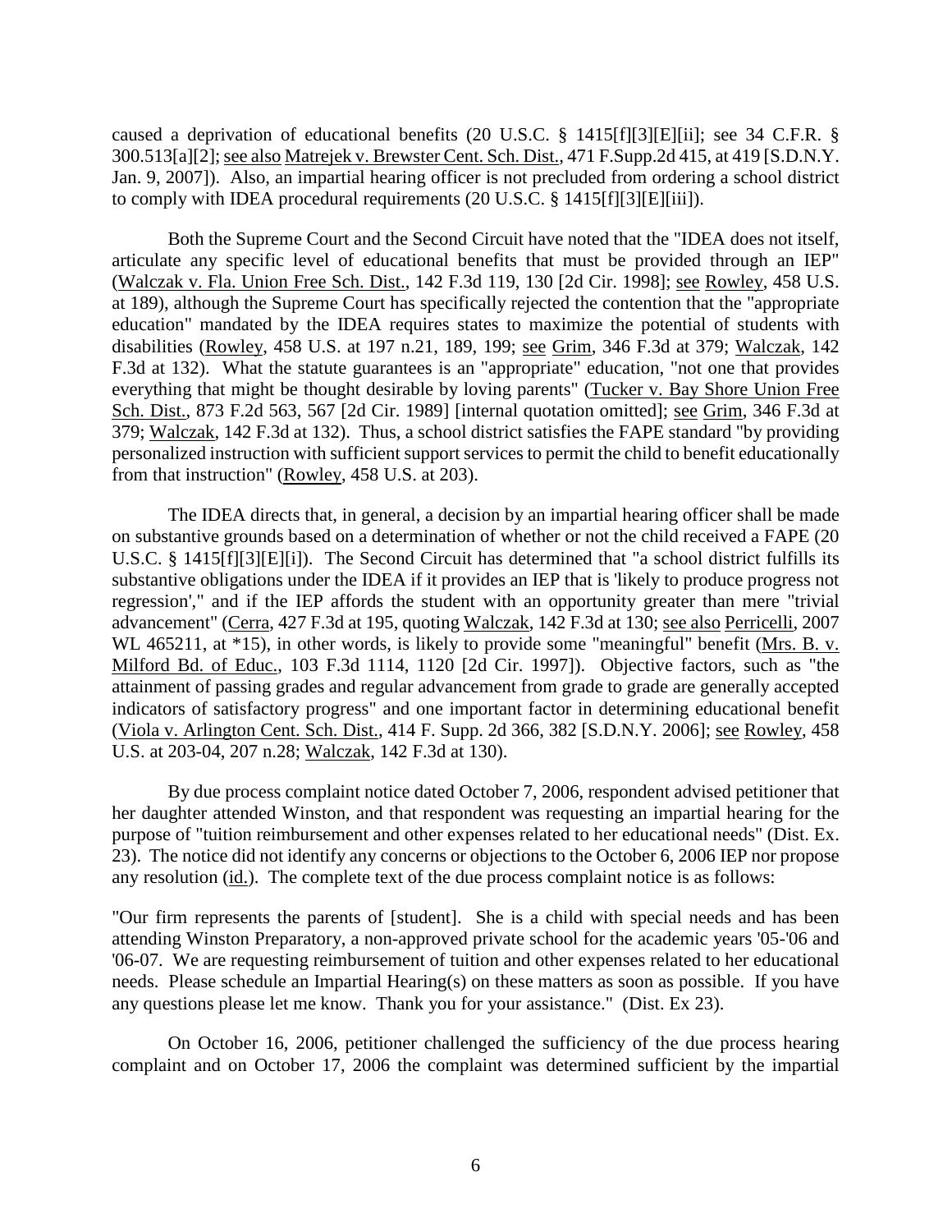caused a deprivation of educational benefits (20 U.S.C. § 1415[f][3][E][ii]; see 34 C.F.R. § 300.513[a][2]; see also Matrejek v. Brewster Cent. Sch. Dist., 471 F.Supp.2d 415, at 419 [S.D.N.Y. Jan. 9, 2007]). Also, an impartial hearing officer is not precluded from ordering a school district to comply with IDEA procedural requirements (20 U.S.C. § 1415[f][3][E][iii]).

Both the Supreme Court and the Second Circuit have noted that the "IDEA does not itself, articulate any specific level of educational benefits that must be provided through an IEP" (Walczak v. Fla. Union Free Sch. Dist., 142 F.3d 119, 130 [2d Cir. 1998]; see Rowley, 458 U.S. at 189), although the Supreme Court has specifically rejected the contention that the "appropriate education" mandated by the IDEA requires states to maximize the potential of students with disabilities (Rowley, 458 U.S. at 197 n.21, 189, 199; see Grim, 346 F.3d at 379; Walczak, 142 F.3d at 132). What the statute guarantees is an "appropriate" education, "not one that provides everything that might be thought desirable by loving parents" (Tucker v. Bay Shore Union Free Sch. Dist., 873 F.2d 563, 567 [2d Cir. 1989] [internal quotation omitted]; see Grim, 346 F.3d at 379; Walczak, 142 F.3d at 132). Thus, a school district satisfies the FAPE standard "by providing personalized instruction with sufficient support services to permit the child to benefit educationally from that instruction" (Rowley, 458 U.S. at 203).

The IDEA directs that, in general, a decision by an impartial hearing officer shall be made on substantive grounds based on a determination of whether or not the child received a FAPE (20 U.S.C. § 1415[f][3][E][i]). The Second Circuit has determined that "a school district fulfills its substantive obligations under the IDEA if it provides an IEP that is 'likely to produce progress not regression'," and if the IEP affords the student with an opportunity greater than mere "trivial advancement" (Cerra, 427 F.3d at 195, quoting Walczak, 142 F.3d at 130; see also Perricelli, 2007 WL 465211, at *15), in other words, is likely to provide some "meaningful" benefit (Mrs. B. v. Milford Bd. of Educ., 103 F.3d 1114, 1120 [2d Cir. 1997]). Objective factors, such as "the attainment of passing grades and regular advancement from grade to grade are generally accepted indicators of satisfactory progress" and one important factor in determining educational benefit (Viola v. Arlington Cent. Sch. Dist., 414 F. Supp. 2d 366, 382 [S.D.N.Y. 2006]; see Rowley, 458 U.S. at 203-04, 207 n.28; Walczak, 142 F.3d at 130).

By due process complaint notice dated October 7, 2006, respondent advised petitioner that her daughter attended Winston, and that respondent was requesting an impartial hearing for the purpose of "tuition reimbursement and other expenses related to her educational needs" (Dist. Ex. 23). The notice did not identify any concerns or objections to the October 6, 2006 IEP nor propose any resolution (id.). The complete text of the due process complaint notice is as follows:

"Our firm represents the parents of [student]. She is a child with special needs and has been attending Winston Preparatory, a non-approved private school for the academic years '05-'06 and '06-07. We are requesting reimbursement of tuition and other expenses related to her educational needs. Please schedule an Impartial Hearing(s) on these matters as soon as possible. If you have any questions please let me know. Thank you for your assistance." (Dist. Ex 23).

On October 16, 2006, petitioner challenged the sufficiency of the due process hearing complaint and on October 17, 2006 the complaint was determined sufficient by the impartial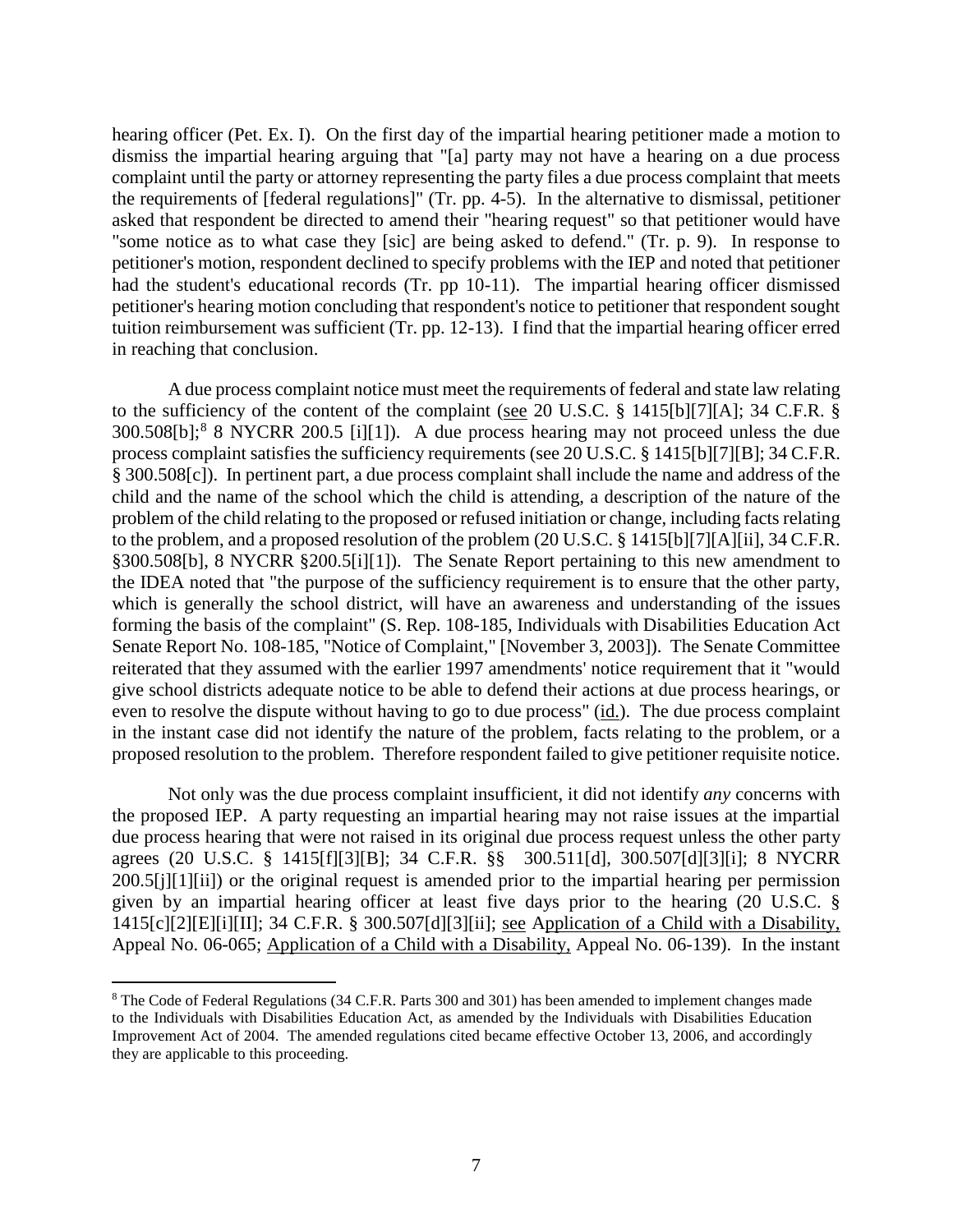hearing officer (Pet. Ex. I). On the first day of the impartial hearing petitioner made a motion to dismiss the impartial hearing arguing that "[a] party may not have a hearing on a due process complaint until the party or attorney representing the party files a due process complaint that meets the requirements of [federal regulations]" (Tr. pp. 4-5). In the alternative to dismissal, petitioner asked that respondent be directed to amend their "hearing request" so that petitioner would have "some notice as to what case they [sic] are being asked to defend." (Tr. p. 9). In response to petitioner's motion, respondent declined to specify problems with the IEP and noted that petitioner had the student's educational records (Tr. pp 10-11). The impartial hearing officer dismissed petitioner's hearing motion concluding that respondent's notice to petitioner that respondent sought tuition reimbursement was sufficient (Tr. pp. 12-13). I find that the impartial hearing officer erred in reaching that conclusion.

A due process complaint notice must meet the requirements of federal and state law relating to the sufficiency of the content of the complaint (see 20 U.S.C. § 1415[b][7][A]; 34 C.F.R. § 300.508[b];[8] 8 NYCRR 200.5 [i][1]). A due process hearing may not proceed unless the due process complaint satisfies the sufficiency requirements (see 20 U.S.C. § 1415[b][7][B]; 34 C.F.R. § 300.508[c]). In pertinent part, a due process complaint shall include the name and address of the child and the name of the school which the child is attending, a description of the nature of the problem of the child relating to the proposed or refused initiation or change, including facts relating to the problem, and a proposed resolution of the problem (20 U.S.C. § 1415[b][7][A][ii], 34 C.F.R. §300.508[b], 8 NYCRR §200.5[i][1]). The Senate Report pertaining to this new amendment to the IDEA noted that "the purpose of the sufficiency requirement is to ensure that the other party, which is generally the school district, will have an awareness and understanding of the issues forming the basis of the complaint" (S. Rep. 108-185, Individuals with Disabilities Education Act Senate Report No. 108-185, "Notice of Complaint," [November 3, 2003]). The Senate Committee reiterated that they assumed with the earlier 1997 amendments' notice requirement that it "would give school districts adequate notice to be able to defend their actions at due process hearings, or even to resolve the dispute without having to go to due process" (id.). The due process complaint in the instant case did not identify the nature of the problem, facts relating to the problem, or a proposed resolution to the problem. Therefore respondent failed to give petitioner requisite notice.

Not only was the due process complaint insufficient, it did not identify *any* concerns with the proposed IEP. A party requesting an impartial hearing may not raise issues at the impartial due process hearing that were not raised in its original due process request unless the other party agrees (20 U.S.C. § 1415[f][3][B]; 34 C.F.R. §§ 300.511[d], 300.507[d][3][i]; 8 NYCRR 200.5[j][1][ii]) or the original request is amended prior to the impartial hearing per permission given by an impartial hearing officer at least five days prior to the hearing (20 U.S.C. § 1415[c][2][E][i][II]; 34 C.F.R. § 300.507[d][3][ii]; see Application of a Child with a Disability, Appeal No. 06-065; Application of a Child with a Disability, Appeal No. 06-139). In the instant

[8] The Code of Federal Regulations (34 C.F.R. Parts 300 and 301) has been amended to implement changes made to the Individuals with Disabilities Education Act, as amended by the Individuals with Disabilities Education Improvement Act of 2004. The amended regulations cited became effective October 13, 2006, and accordingly they are applicable to this proceeding.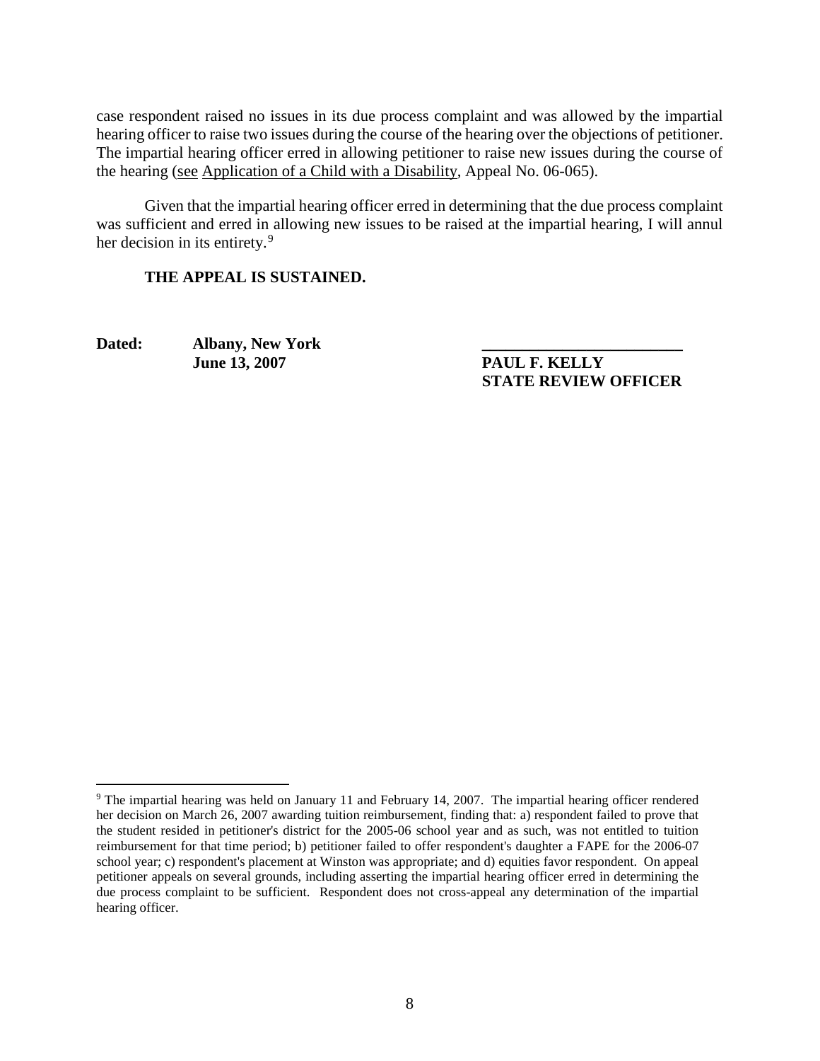case respondent raised no issues in its due process complaint and was allowed by the impartial hearing officer to raise two issues during the course of the hearing over the objections of petitioner. The impartial hearing officer erred in allowing petitioner to raise new issues during the course of the hearing (see Application of a Child with a Disability, Appeal No. 06-065).

Given that the impartial hearing officer erred in determining that the due process complaint was sufficient and erred in allowing new issues to be raised at the impartial hearing, I will annul her decision in its entirety.[9]

**THE APPEAL IS SUSTAINED.**

**Dated: Albany, New York**
**June 13, 2007**

**PAUL F. KELLY**
**STATE REVIEW OFFICER**

---

[9] The impartial hearing was held on January 11 and February 14, 2007. The impartial hearing officer rendered her decision on March 26, 2007 awarding tuition reimbursement, finding that: a) respondent failed to prove that the student resided in petitioner's district for the 2005-06 school year and as such, was not entitled to tuition reimbursement for that time period; b) petitioner failed to offer respondent's daughter a FAPE for the 2006-07 school year; c) respondent's placement at Winston was appropriate; and d) equities favor respondent. On appeal petitioner appeals on several grounds, including asserting the impartial hearing officer erred in determining the due process complaint to be sufficient. Respondent does not cross-appeal any determination of the impartial hearing officer.